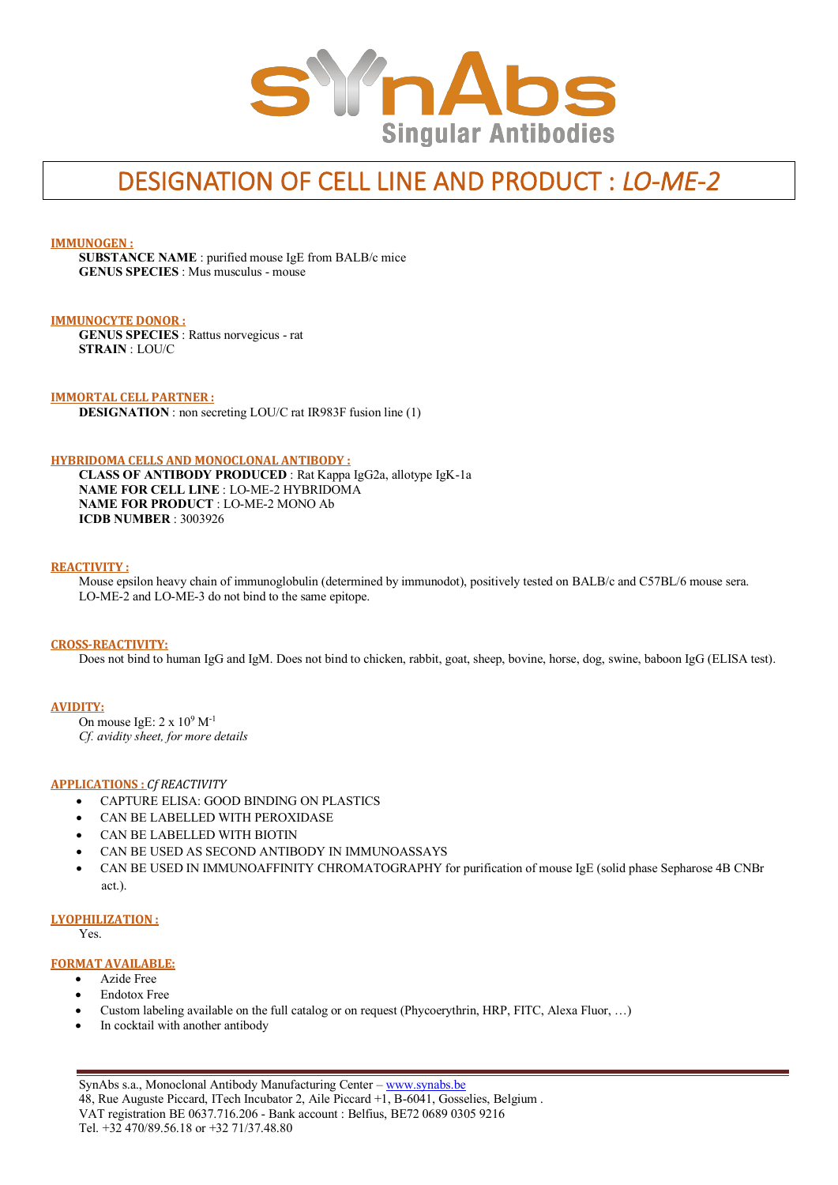SynAbs
Singular Antibodies

# DESIGNATION OF CELL LINE AND PRODUCT : *LO-ME-2*

**IMMUNOGEN :**

**SUBSTANCE NAME** : purified mouse IgE from BALB/c mice
**GENUS SPECIES** : Mus musculus - mouse

**IMMUNOCYTE DONOR :**

**GENUS SPECIES** : Rattus norvegicus - rat
**STRAIN** : LOU/C

**IMMORTAL CELL PARTNER :**

**DESIGNATION** : non secreting LOU/C rat IR983F fusion line (1)

**HYBRIDOMA CELLS AND MONOCLONAL ANTIBODY :**

**CLASS OF ANTIBODY PRODUCED** : Rat Kappa IgG2a, allotype IgK-1a
**NAME FOR CELL LINE** : LO-ME-2 HYBRIDOMA
**NAME FOR PRODUCT** : LO-ME-2 MONO Ab
**ICDB NUMBER** : 3003926

**REACTIVITY :**

Mouse epsilon heavy chain of immunoglobulin (determined by immunodot), positively tested on BALB/c and C57BL/6 mouse sera. LO-ME-2 and LO-ME-3 do not bind to the same epitope.

**CROSS-REACTIVITY:**

Does not bind to human IgG and IgM. Does not bind to chicken, rabbit, goat, sheep, bovine, horse, dog, swine, baboon IgG (ELISA test).

**AVIDITY:**

On mouse IgE: $2 \times 10^9$ $M^{-1}$
*Cf. avidity sheet, for more details*

**APPLICATIONS :** *Cf REACTIVITY*

- CAPTURE ELISA: GOOD BINDING ON PLASTICS
- CAN BE LABELLED WITH PEROXIDASE
- CAN BE LABELLED WITH BIOTIN
- CAN BE USED AS SECOND ANTIBODY IN IMMUNOASSAYS
- CAN BE USED IN IMMUNOAFFINITY CHROMATOGRAPHY for purification of mouse IgE (solid phase Sepharose 4B CNBr act.).

**LYOPHILIZATION :**

Yes.

**FORMAT AVAILABLE:**

- Azide Free
- Endotox Free
- Custom labeling available on the full catalog or on request (Phycoerythrin, HRP, FITC, Alexa Fluor, …)
- In cocktail with another antibody

SynAbs s.a., Monoclonal Antibody Manufacturing Center – www.synabs.be
48, Rue Auguste Piccard, ITech Incubator 2, Aile Piccard +1, B-6041, Gosselies, Belgium .
VAT registration BE 0637.716.206 - Bank account : Belfius, BE72 0689 0305 9216
Tel. +32 470/89.56.18 or +32 71/37.48.80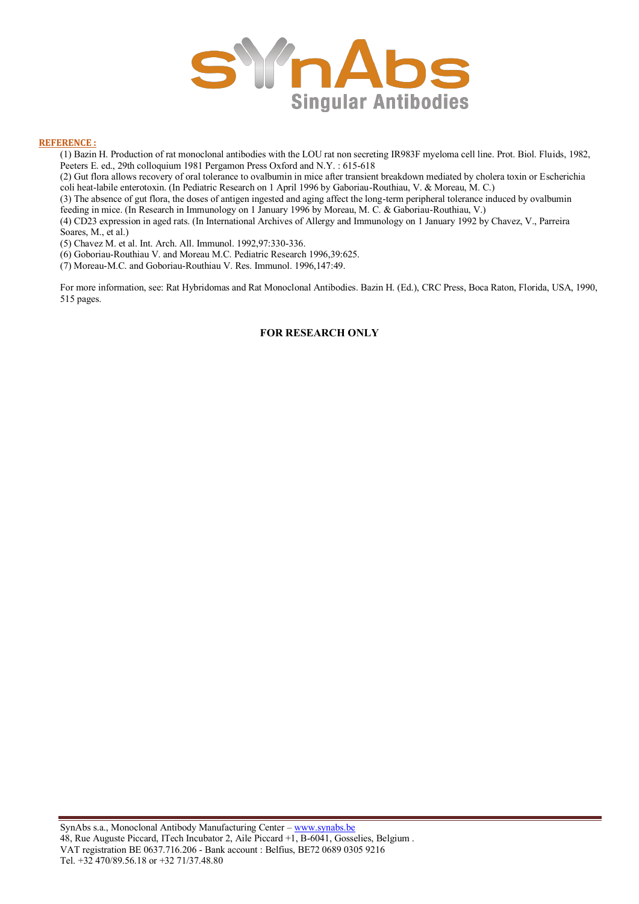**REFERENCE :**

(1) Bazin H. Production of rat monoclonal antibodies with the LOU rat non secreting IR983F myeloma cell line. Prot. Biol. Fluids, 1982, Peeters E. ed., 29th colloquium 1981 Pergamon Press Oxford and N.Y. : 615-618

(2) Gut flora allows recovery of oral tolerance to ovalbumin in mice after transient breakdown mediated by cholera toxin or Escherichia coli heat-labile enterotoxin. (In Pediatric Research on 1 April 1996 by Gaboriau-Routhiau, V. & Moreau, M. C.)

(3) The absence of gut flora, the doses of antigen ingested and aging affect the long-term peripheral tolerance induced by ovalbumin feeding in mice. (In Research in Immunology on 1 January 1996 by Moreau, M. C. & Gaboriau-Routhiau, V.)

(4) CD23 expression in aged rats. (In International Archives of Allergy and Immunology on 1 January 1992 by Chavez, V., Parreira Soares, M., et al.)

(5) Chavez M. et al. Int. Arch. All. Immunol. 1992,97:330-336.

(6) Goboriau-Routhiau V. and Moreau M.C. Pediatric Research 1996,39:625.

(7) Moreau-M.C. and Goboriau-Routhiau V. Res. Immunol. 1996,147:49.

For more information, see: Rat Hybridomas and Rat Monoclonal Antibodies. Bazin H. (Ed.), CRC Press, Boca Raton, Florida, USA, 1990, 515 pages.

**FOR RESEARCH ONLY**

SynAbs s.a., Monoclonal Antibody Manufacturing Center – www.synabs.be
48, Rue Auguste Piccard, ITech Incubator 2, Aile Piccard +1, B-6041, Gosselies, Belgium .
VAT registration BE 0637.716.206 - Bank account : Belfius, BE72 0689 0305 9216
Tel. +32 470/89.56.18 or +32 71/37.48.80